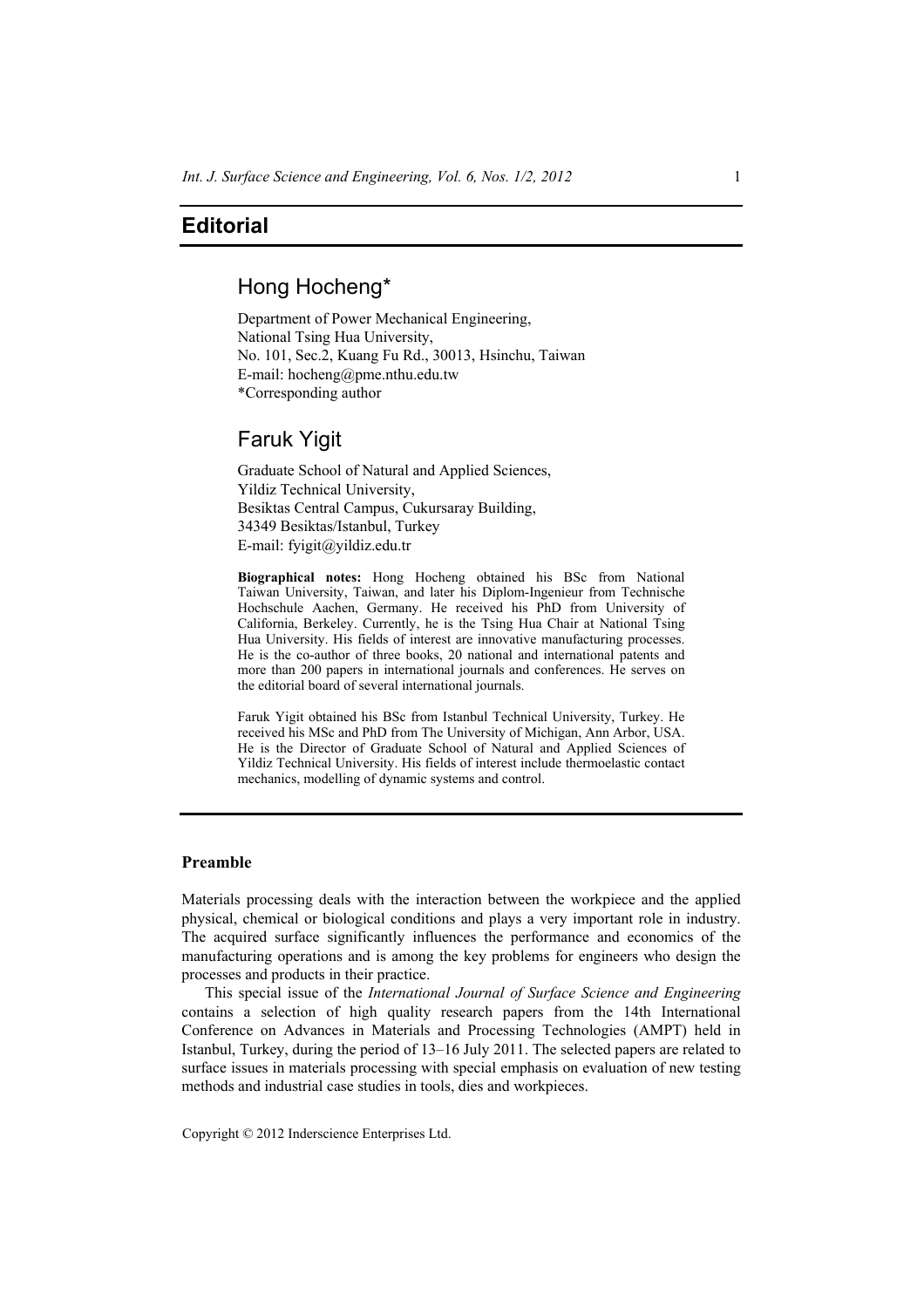# Editorial

## Hong Hocheng*

Department of Power Mechanical Engineering,
National Tsing Hua University,
No. 101, Sec.2, Kuang Fu Rd., 30013, Hsinchu, Taiwan
E-mail: hocheng@pme.nthu.edu.tw
*Corresponding author

## Faruk Yigit

Graduate School of Natural and Applied Sciences,
Yildiz Technical University,
Besiktas Central Campus, Cukursaray Building,
34349 Besiktas/Istanbul, Turkey
E-mail: fyigit@yildiz.edu.tr

**Biographical notes:** Hong Hocheng obtained his BSc from National Taiwan University, Taiwan, and later his Diplom-Ingenieur from Technische Hochschule Aachen, Germany. He received his PhD from University of California, Berkeley. Currently, he is the Tsing Hua Chair at National Tsing Hua University. His fields of interest are innovative manufacturing processes. He is the co-author of three books, 20 national and international patents and more than 200 papers in international journals and conferences. He serves on the editorial board of several international journals.

Faruk Yigit obtained his BSc from Istanbul Technical University, Turkey. He received his MSc and PhD from The University of Michigan, Ann Arbor, USA. He is the Director of Graduate School of Natural and Applied Sciences of Yildiz Technical University. His fields of interest include thermoelastic contact mechanics, modelling of dynamic systems and control.

### Preamble

Materials processing deals with the interaction between the workpiece and the applied physical, chemical or biological conditions and plays a very important role in industry. The acquired surface significantly influences the performance and economics of the manufacturing operations and is among the key problems for engineers who design the processes and products in their practice.

This special issue of the *International Journal of Surface Science and Engineering* contains a selection of high quality research papers from the 14th International Conference on Advances in Materials and Processing Technologies (AMPT) held in Istanbul, Turkey, during the period of 13–16 July 2011. The selected papers are related to surface issues in materials processing with special emphasis on evaluation of new testing methods and industrial case studies in tools, dies and workpieces.

Copyright © 2012 Inderscience Enterprises Ltd.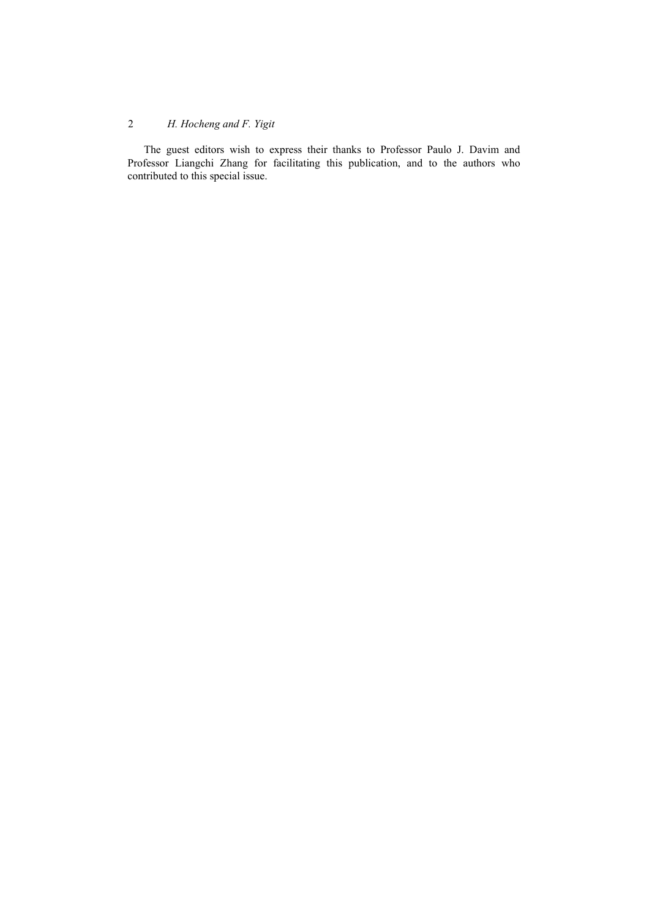The guest editors wish to express their thanks to Professor Paulo J. Davim and Professor Liangchi Zhang for facilitating this publication, and to the authors who contributed to this special issue.